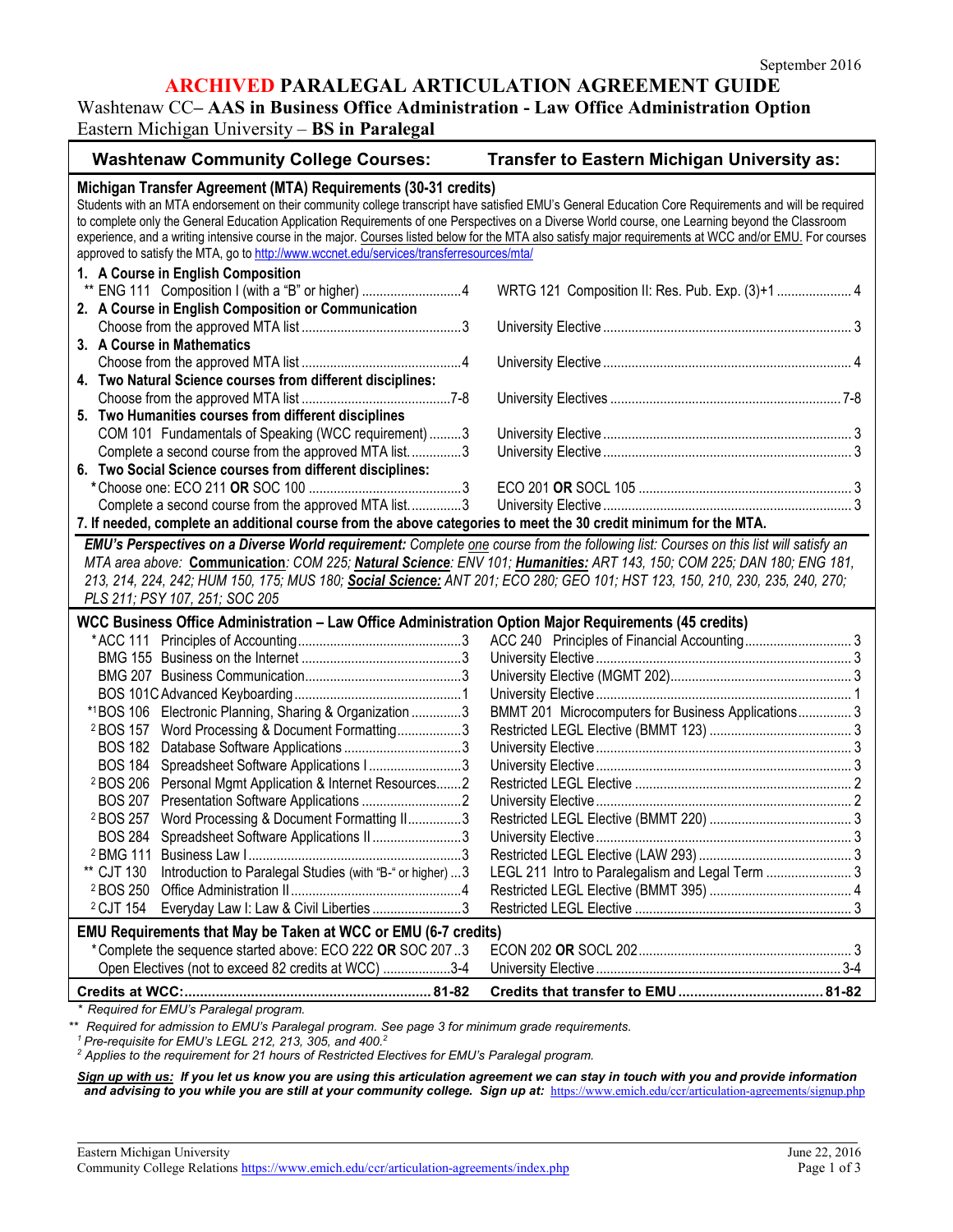September 2016

# ARCHIVED PARALEGAL ARTICULATION AGREEMENT GUIDE

Washtenaw CC– **AAS in Business Office Administration - Law Office Administration Option**
Eastern Michigan University – **BS in Paralegal**

| Washtenaw Community College Courses: | Transfer to Eastern Michigan University as: |
|---|---|
| **Michigan Transfer Agreement (MTA) Requirements (30-31 credits)** | |
| Students with an MTA endorsement on their community college transcript have satisfied EMU's General Education Core Requirements and will be required to complete only the General Education Application Requirements of one Perspectives on a Diverse World course, one Learning beyond the Classroom experience, and a writing intensive course in the major. Courses listed below for the MTA also satisfy major requirements at WCC and/or EMU. For courses approved to satisfy the MTA, go to http://www.wccnet.edu/services/transferresources/mta/ | |
| **1. A Course in English Composition** | |
| ** ENG 111 Composition I (with a "B" or higher) ....4 | WRTG 121 Composition II: Res. Pub. Exp. (3)+1 ....4 |
| **2. A Course in English Composition or Communication** | |
| Choose from the approved MTA list ....3 | University Elective ....3 |
| **3. A Course in Mathematics** | |
| Choose from the approved MTA list ....4 | University Elective ....4 |
| **4. Two Natural Science courses from different disciplines:** | |
| Choose from the approved MTA list ....7-8 | University Electives ....7-8 |
| **5. Two Humanities courses from different disciplines** | |
| COM 101 Fundamentals of Speaking (WCC requirement) ....3 | University Elective ....3 |
| Complete a second course from the approved MTA list....3 | University Elective ....3 |
| **6. Two Social Science courses from different disciplines:** | |
| *Choose one: ECO 211 **OR** SOC 100 ....3 | ECO 201 **OR** SOCL 105 ....3 |
| Complete a second course from the approved MTA list....3 | University Elective ....3 |
| **7. If needed, complete an additional course from the above categories to meet the 30 credit minimum for the MTA.** | |
| ***EMU's Perspectives on a Diverse World requirement:*** *Complete one course from the following list: Courses on this list will satisfy an MTA area above:* ***Communication****: COM 225;* ***Natural Science****: ENV 101;* ***Humanities:*** *ART 143, 150; COM 225; DAN 180; ENG 181, 213, 214, 224, 242; HUM 150, 175; MUS 180;* ***Social Science:*** *ANT 201; ECO 280; GEO 101; HST 123, 150, 210, 230, 235, 240, 270; PLS 211; PSY 107, 251; SOC 205* | |
| **WCC Business Office Administration – Law Office Administration Option Major Requirements (45 credits)** | |
| *ACC 111 Principles of Accounting....3 | ACC 240 Principles of Financial Accounting....3 |
| BMG 155 Business on the Internet ....3 | University Elective ....3 |
| BMG 207 Business Communication....3 | University Elective (MGMT 202)....3 |
| BOS 101C Advanced Keyboarding....1 | University Elective ....1 |
| *[1]BOS 106 Electronic Planning, Sharing & Organization ....3 | BMMT 201 Microcomputers for Business Applications....3 |
| [2]BOS 157 Word Processing & Document Formatting....3 | Restricted LEGL Elective (BMMT 123) ....3 |
| BOS 182 Database Software Applications ....3 | University Elective ....3 |
| BOS 184 Spreadsheet Software Applications I ....3 | University Elective ....3 |
| [2]BOS 206 Personal Mgmt Application & Internet Resources....2 | Restricted LEGL Elective ....2 |
| BOS 207 Presentation Software Applications ....2 | University Elective ....2 |
| [2]BOS 257 Word Processing & Document Formatting II....3 | Restricted LEGL Elective (BMMT 220) ....3 |
| BOS 284 Spreadsheet Software Applications II ....3 | University Elective ....3 |
| [2]BMG 111 Business Law I....3 | Restricted LEGL Elective (LAW 293) ....3 |
| ** CJT 130 Introduction to Paralegal Studies (with "B-" or higher) ...3 | LEGL 211 Intro to Paralegalism and Legal Term ....3 |
| [2]BOS 250 Office Administration II....4 | Restricted LEGL Elective (BMMT 395) ....4 |
| [2]CJT 154 Everyday Law I: Law & Civil Liberties ....3 | Restricted LEGL Elective ....3 |
| **EMU Requirements that May be Taken at WCC or EMU (6-7 credits)** | |
| *Complete the sequence started above: ECO 222 **OR** SOC 207 ..3 | ECON 202 **OR** SOCL 202....3 |
| Open Electives (not to exceed 82 credits at WCC) ....3-4 | University Elective ....3-4 |
| **Credits at WCC:....81-82** | **Credits that transfer to EMU ....81-82** |

*\* Required for EMU's Paralegal program.*

*\*\* Required for admission to EMU's Paralegal program. See page 3 for minimum grade requirements.*

*[1] Pre-requisite for EMU's LEGL 212, 213, 305, and 400.[2]*

*[2] Applies to the requirement for 21 hours of Restricted Electives for EMU's Paralegal program.*

***Sign up with us:*** ***If you let us know you are using this articulation agreement we can stay in touch with you and provide information and advising to you while you are still at your community college. Sign up at:*** https://www.emich.edu/ccr/articulation-agreements/signup.php

Eastern Michigan University
Community College Relations https://www.emich.edu/ccr/articulation-agreements/index.php

June 22, 2016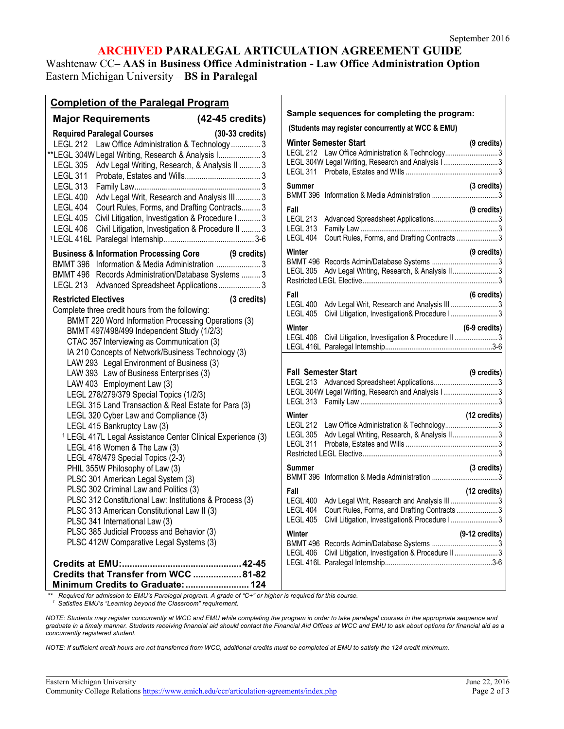September 2016

# ARCHIVED PARALEGAL ARTICULATION AGREEMENT GUIDE

Washtenaw CC– **AAS in Business Office Administration - Law Office Administration Option**
Eastern Michigan University – **BS in Paralegal**

## Completion of the Paralegal Program

### Major Requirements (42-45 credits)

**Required Paralegal Courses (30-33 credits)**

| Course | Title | Credits |
|---|---|---|
| LEGL 212 | Law Office Administration & Technology | 3 |
| **LEGL 304W | Legal Writing, Research & Analysis I | 3 |
| LEGL 305 | Adv Legal Writing, Research, & Analysis II | 3 |
| LEGL 311 | Probate, Estates and Wills | 3 |
| LEGL 313 | Family Law | 3 |
| LEGL 400 | Adv Legal Writ, Research and Analysis III | 3 |
| LEGL 404 | Court Rules, Forms, and Drafting Contracts | 3 |
| LEGL 405 | Civil Litigation, Investigation & Procedure I | 3 |
| LEGL 406 | Civil Litigation, Investigation & Procedure II | 3 |
| [1]LEGL 416L | Paralegal Internship | 3-6 |

**Business & Information Processing Core (9 credits)**

| Course | Title | Credits |
|---|---|---|
| BMMT 396 | Information & Media Administration | 3 |
| BMMT 496 | Records Administration/Database Systems | 3 |
| LEGL 213 | Advanced Spreadsheet Applications | 3 |

**Restricted Electives (3 credits)**

Complete three credit hours from the following:

- BMMT 220 Word Information Processing Operations (3)
- BMMT 497/498/499 Independent Study (1/2/3)
- CTAC 357 Interviewing as Communication (3)
- IA 210 Concepts of Network/Business Technology (3)
- LAW 293 Legal Environment of Business (3)
- LAW 393 Law of Business Enterprises (3)
- LAW 403 Employment Law (3)
- LEGL 278/279/379 Special Topics (1/2/3)
- LEGL 315 Land Transaction & Real Estate for Para (3)
- LEGL 320 Cyber Law and Compliance (3)
- LEGL 415 Bankruptcy Law (3)
- [1] LEGL 417L Legal Assistance Center Clinical Experience (3)
- LEGL 418 Women & The Law (3)
- LEGL 478/479 Special Topics (2-3)
- PHIL 355W Philosophy of Law (3)
- PLSC 301 American Legal System (3)
- PLSC 302 Criminal Law and Politics (3)
- PLSC 312 Constitutional Law: Institutions & Process (3)
- PLSC 313 American Constitutional Law II (3)
- PLSC 341 International Law (3)
- PLSC 385 Judicial Process and Behavior (3)
- PLSC 412W Comparative Legal Systems (3)

**Credits at EMU: 42-45**
**Credits that Transfer from WCC: 81-82**
**Minimum Credits to Graduate: 124**

### Sample sequences for completing the program:

**(Students may register concurrently at WCC & EMU)**

| Term | Course | Title | Credits |
|---|---|---|---|
| **Winter Semester Start** | | | **(9 credits)** |
| | LEGL 212 | Law Office Administration & Technology | 3 |
| | LEGL 304W | Legal Writing, Research and Analysis I | 3 |
| | LEGL 311 | Probate, Estates and Wills | 3 |
| **Summer** | | | **(3 credits)** |
| | BMMT 396 | Information & Media Administration | 3 |
| **Fall** | | | **(9 credits)** |
| | LEGL 213 | Advanced Spreadsheet Applications | 3 |
| | LEGL 313 | Family Law | 3 |
| | LEGL 404 | Court Rules, Forms, and Drafting Contracts | 3 |
| **Winter** | | | **(9 credits)** |
| | BMMT 496 | Records Admin/Database Systems | 3 |
| | LEGL 305 | Adv Legal Writing, Research, & Analysis II | 3 |
| | Restricted LEGL Elective | | 3 |
| **Fall** | | | **(6 credits)** |
| | LEGL 400 | Adv Legal Writ, Research and Analysis III | 3 |
| | LEGL 405 | Civil Litigation, Investigation& Procedure I | 3 |
| **Winter** | | | **(6-9 credits)** |
| | LEGL 406 | Civil Litigation, Investigation & Procedure II | 3 |
| | LEGL 416L | Paralegal Internship | 3-6 |

| Term | Course | Title | Credits |
|---|---|---|---|
| **Fall Semester Start** | | | **(9 credits)** |
| | LEGL 213 | Advanced Spreadsheet Applications | 3 |
| | LEGL 304W | Legal Writing, Research and Analysis I | 3 |
| | LEGL 313 | Family Law | 3 |
| **Winter** | | | **(12 credits)** |
| | LEGL 212 | Law Office Administration & Technology | 3 |
| | LEGL 305 | Adv Legal Writing, Research, & Analysis II | 3 |
| | LEGL 311 | Probate, Estates and Wills | 3 |
| | Restricted LEGL Elective | | 3 |
| **Summer** | | | **(3 credits)** |
| | BMMT 396 | Information & Media Administration | 3 |
| **Fall** | | | **(12 credits)** |
| | LEGL 400 | Adv Legal Writ, Research and Analysis III | 3 |
| | LEGL 404 | Court Rules, Forms, and Drafting Contracts | 3 |
| | LEGL 405 | Civil Litigation, Investigation& Procedure I | 3 |
| **Winter** | | | **(9-12 credits)** |
| | BMMT 496 | Records Admin/Database Systems | 3 |
| | LEGL 406 | Civil Litigation, Investigation & Procedure II | 3 |
| | LEGL 416L | Paralegal Internship | 3-6 |

*\*\* Required for admission to EMU's Paralegal program. A grade of "C+" or higher is required for this course.*
*[1] Satisfies EMU's "Learning beyond the Classroom" requirement.*

*NOTE: Students may register concurrently at WCC and EMU while completing the program in order to take paralegal courses in the appropriate sequence and graduate in a timely manner. Students receiving financial aid should contact the Financial Aid Offices at WCC and EMU to ask about options for financial aid as a concurrently registered student.*

*NOTE: If sufficient credit hours are not transferred from WCC, additional credits must be completed at EMU to satisfy the 124 credit minimum.*

Eastern Michigan University
Community College Relations https://www.emich.edu/ccr/articulation-agreements/index.php
June 22, 2016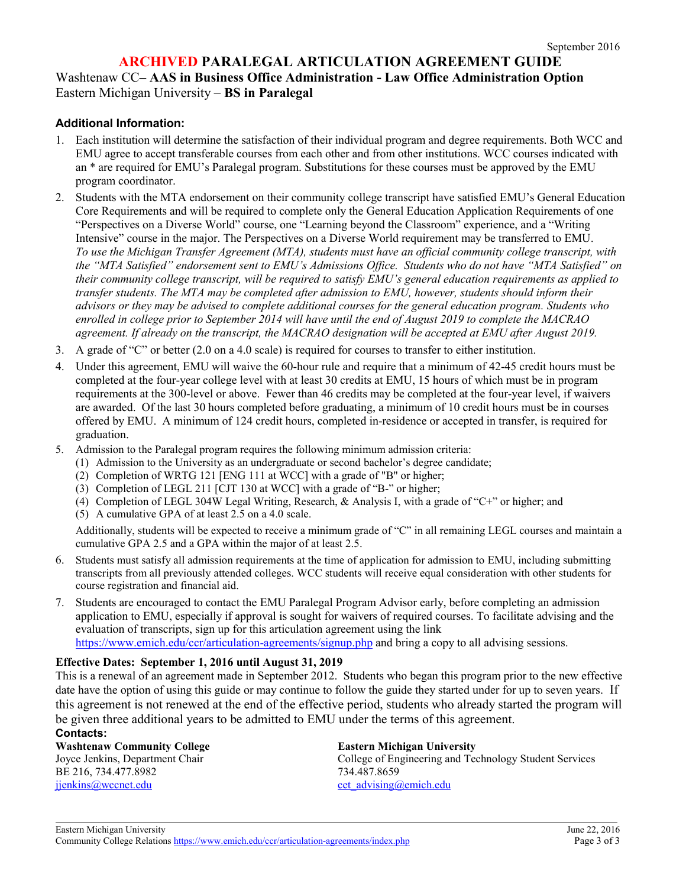September 2016

# ARCHIVED PARALEGAL ARTICULATION AGREEMENT GUIDE

## Washtenaw CC– **AAS in Business Office Administration - Law Office Administration Option**
## Eastern Michigan University – **BS in Paralegal**

### Additional Information:

1. Each institution will determine the satisfaction of their individual program and degree requirements. Both WCC and EMU agree to accept transferable courses from each other and from other institutions. WCC courses indicated with an * are required for EMU's Paralegal program. Substitutions for these courses must be approved by the EMU program coordinator.
2. Students with the MTA endorsement on their community college transcript have satisfied EMU's General Education Core Requirements and will be required to complete only the General Education Application Requirements of one "Perspectives on a Diverse World" course, one "Learning beyond the Classroom" experience, and a "Writing Intensive" course in the major. The Perspectives on a Diverse World requirement may be transferred to EMU. *To use the Michigan Transfer Agreement (MTA), students must have an official community college transcript, with the "MTA Satisfied" endorsement sent to EMU's Admissions Office. Students who do not have "MTA Satisfied" on their community college transcript, will be required to satisfy EMU's general education requirements as applied to transfer students. The MTA may be completed after admission to EMU, however, students should inform their advisors or they may be advised to complete additional courses for the general education program. Students who enrolled in college prior to September 2014 will have until the end of August 2019 to complete the MACRAO agreement. If already on the transcript, the MACRAO designation will be accepted at EMU after August 2019.*
3. A grade of "C" or better (2.0 on a 4.0 scale) is required for courses to transfer to either institution.
4. Under this agreement, EMU will waive the 60-hour rule and require that a minimum of 42-45 credit hours must be completed at the four-year college level with at least 30 credits at EMU, 15 hours of which must be in program requirements at the 300-level or above. Fewer than 46 credits may be completed at the four-year level, if waivers are awarded. Of the last 30 hours completed before graduating, a minimum of 10 credit hours must be in courses offered by EMU. A minimum of 124 credit hours, completed in-residence or accepted in transfer, is required for graduation.
5. Admission to the Paralegal program requires the following minimum admission criteria:
   (1) Admission to the University as an undergraduate or second bachelor's degree candidate;
   (2) Completion of WRTG 121 [ENG 111 at WCC] with a grade of "B" or higher;
   (3) Completion of LEGL 211 [CJT 130 at WCC] with a grade of "B-" or higher;
   (4) Completion of LEGL 304W Legal Writing, Research, & Analysis I, with a grade of "C+" or higher; and
   (5) A cumulative GPA of at least 2.5 on a 4.0 scale.

   Additionally, students will be expected to receive a minimum grade of "C" in all remaining LEGL courses and maintain a cumulative GPA 2.5 and a GPA within the major of at least 2.5.
6. Students must satisfy all admission requirements at the time of application for admission to EMU, including submitting transcripts from all previously attended colleges. WCC students will receive equal consideration with other students for course registration and financial aid.
7. Students are encouraged to contact the EMU Paralegal Program Advisor early, before completing an admission application to EMU, especially if approval is sought for waivers of required courses. To facilitate advising and the evaluation of transcripts, sign up for this articulation agreement using the link https://www.emich.edu/ccr/articulation-agreements/signup.php and bring a copy to all advising sessions.

**Effective Dates: September 1, 2016 until August 31, 2019**

This is a renewal of an agreement made in September 2012. Students who began this program prior to the new effective date have the option of using this guide or may continue to follow the guide they started under for up to seven years. If this agreement is not renewed at the end of the effective period, students who already started the program will be given three additional years to be admitted to EMU under the terms of this agreement.

### Contacts:

**Washtenaw Community College**
Joyce Jenkins, Department Chair
BE 216, 734.477.8982
jjenkins@wccnet.edu

**Eastern Michigan University**
College of Engineering and Technology Student Services
734.487.8659
cet_advising@emich.edu